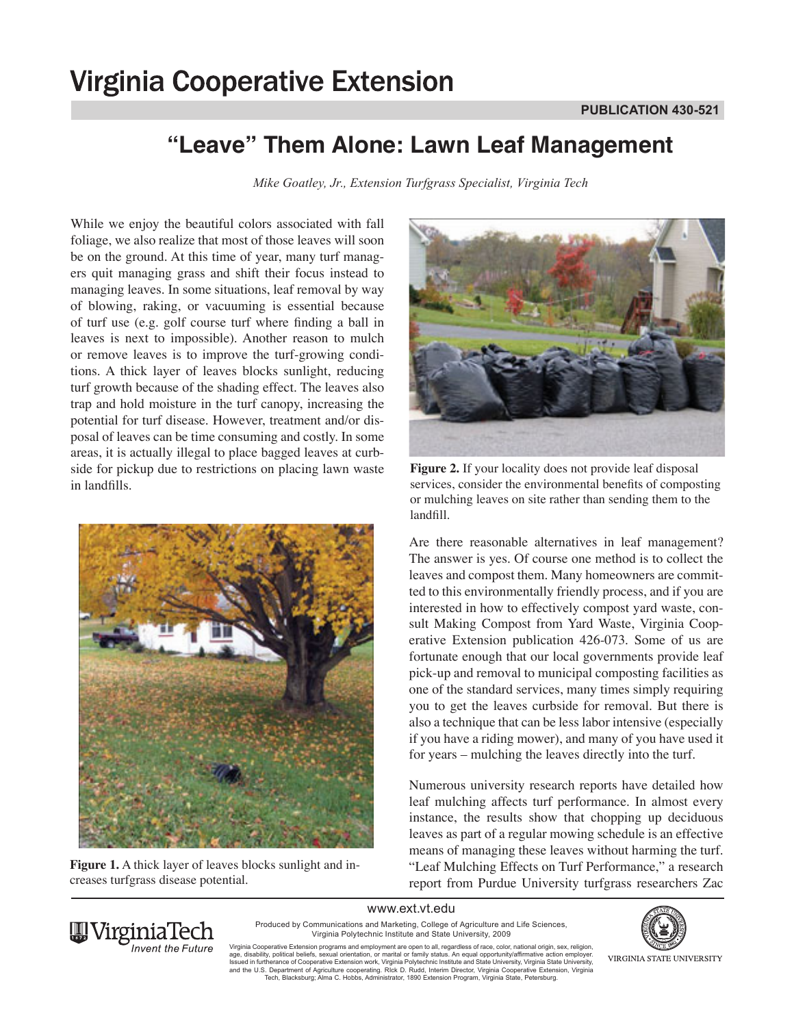# Virginia Cooperative Extension

PUBLICATION 430-521

## "Leave" Them Alone: Lawn Leaf Management

*Mike Goatley, Jr., Extension Turfgrass Specialist, Virginia Tech*

While we enjoy the beautiful colors associated with fall foliage, we also realize that most of those leaves will soon be on the ground. At this time of year, many turf managers quit managing grass and shift their focus instead to managing leaves. In some situations, leaf removal by way of blowing, raking, or vacuuming is essential because of turf use (e.g. golf course turf where finding a ball in leaves is next to impossible). Another reason to mulch or remove leaves is to improve the turf-growing conditions. A thick layer of leaves blocks sunlight, reducing turf growth because of the shading effect. The leaves also trap and hold moisture in the turf canopy, increasing the potential for turf disease. However, treatment and/or disposal of leaves can be time consuming and costly. In some areas, it is actually illegal to place bagged leaves at curbside for pickup due to restrictions on placing lawn waste in landfills.

**Figure 1.** A thick layer of leaves blocks sunlight and increases turfgrass disease potential.

**Figure 2.** If your locality does not provide leaf disposal services, consider the environmental benefits of composting or mulching leaves on site rather than sending them to the landfill.

Are there reasonable alternatives in leaf management? The answer is yes. Of course one method is to collect the leaves and compost them. Many homeowners are committed to this environmentally friendly process, and if you are interested in how to effectively compost yard waste, consult Making Compost from Yard Waste, Virginia Cooperative Extension publication 426-073. Some of us are fortunate enough that our local governments provide leaf pick-up and removal to municipal composting facilities as one of the standard services, many times simply requiring you to get the leaves curbside for removal. But there is also a technique that can be less labor intensive (especially if you have a riding mower), and many of you have used it for years – mulching the leaves directly into the turf.

Numerous university research reports have detailed how leaf mulching affects turf performance. In almost every instance, the results show that chopping up deciduous leaves as part of a regular mowing schedule is an effective means of managing these leaves without harming the turf. "Leaf Mulching Effects on Turf Performance," a research report from Purdue University turfgrass researchers Zac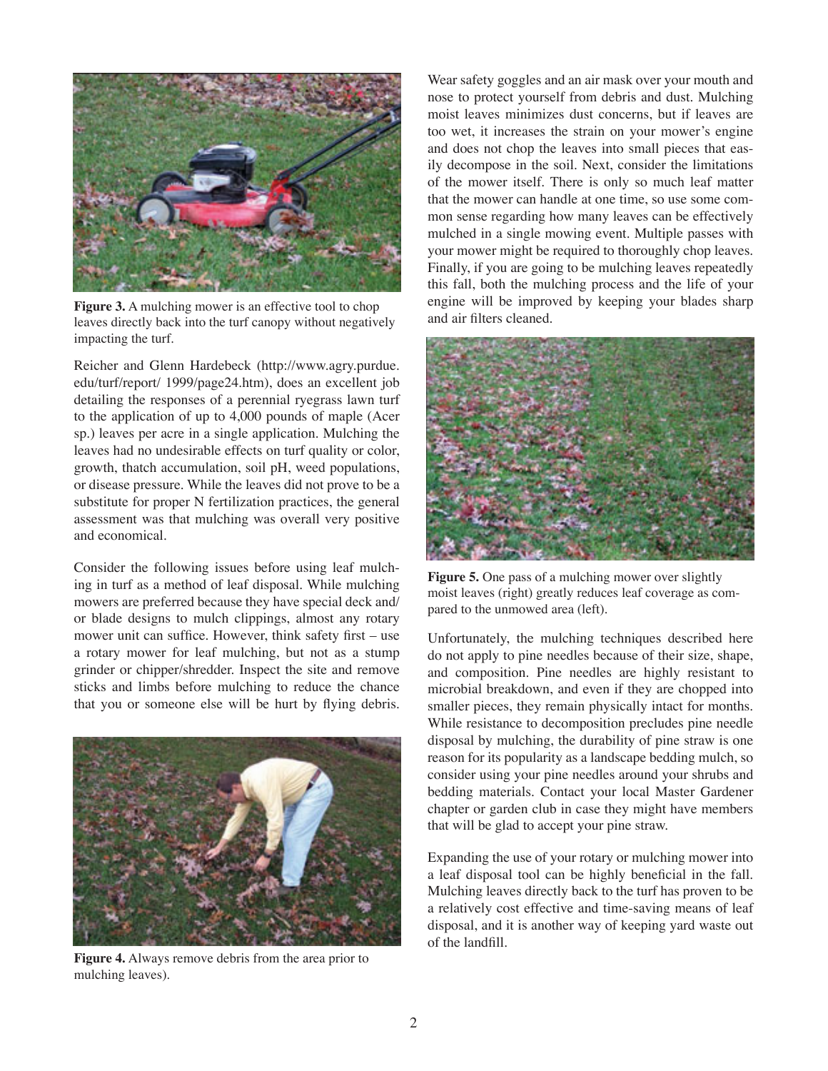**Figure 3.** A mulching mower is an effective tool to chop leaves directly back into the turf canopy without negatively impacting the turf.

Reicher and Glenn Hardebeck (http://www.agry.purdue.edu/turf/report/ 1999/page24.htm), does an excellent job detailing the responses of a perennial ryegrass lawn turf to the application of up to 4,000 pounds of maple (Acer sp.) leaves per acre in a single application. Mulching the leaves had no undesirable effects on turf quality or color, growth, thatch accumulation, soil pH, weed populations, or disease pressure. While the leaves did not prove to be a substitute for proper N fertilization practices, the general assessment was that mulching was overall very positive and economical.

Consider the following issues before using leaf mulching in turf as a method of leaf disposal. While mulching mowers are preferred because they have special deck and/or blade designs to mulch clippings, almost any rotary mower unit can suffice. However, think safety first – use a rotary mower for leaf mulching, but not as a stump grinder or chipper/shredder. Inspect the site and remove sticks and limbs before mulching to reduce the chance that you or someone else will be hurt by flying debris.

**Figure 4.** Always remove debris from the area prior to mulching leaves).

Wear safety goggles and an air mask over your mouth and nose to protect yourself from debris and dust. Mulching moist leaves minimizes dust concerns, but if leaves are too wet, it increases the strain on your mower's engine and does not chop the leaves into small pieces that easily decompose in the soil. Next, consider the limitations of the mower itself. There is only so much leaf matter that the mower can handle at one time, so use some common sense regarding how many leaves can be effectively mulched in a single mowing event. Multiple passes with your mower might be required to thoroughly chop leaves. Finally, if you are going to be mulching leaves repeatedly this fall, both the mulching process and the life of your engine will be improved by keeping your blades sharp and air filters cleaned.

**Figure 5.** One pass of a mulching mower over slightly moist leaves (right) greatly reduces leaf coverage as compared to the unmowed area (left).

Unfortunately, the mulching techniques described here do not apply to pine needles because of their size, shape, and composition. Pine needles are highly resistant to microbial breakdown, and even if they are chopped into smaller pieces, they remain physically intact for months. While resistance to decomposition precludes pine needle disposal by mulching, the durability of pine straw is one reason for its popularity as a landscape bedding mulch, so consider using your pine needles around your shrubs and bedding materials. Contact your local Master Gardener chapter or garden club in case they might have members that will be glad to accept your pine straw.

Expanding the use of your rotary or mulching mower into a leaf disposal tool can be highly beneficial in the fall. Mulching leaves directly back to the turf has proven to be a relatively cost effective and time-saving means of leaf disposal, and it is another way of keeping yard waste out of the landfill.